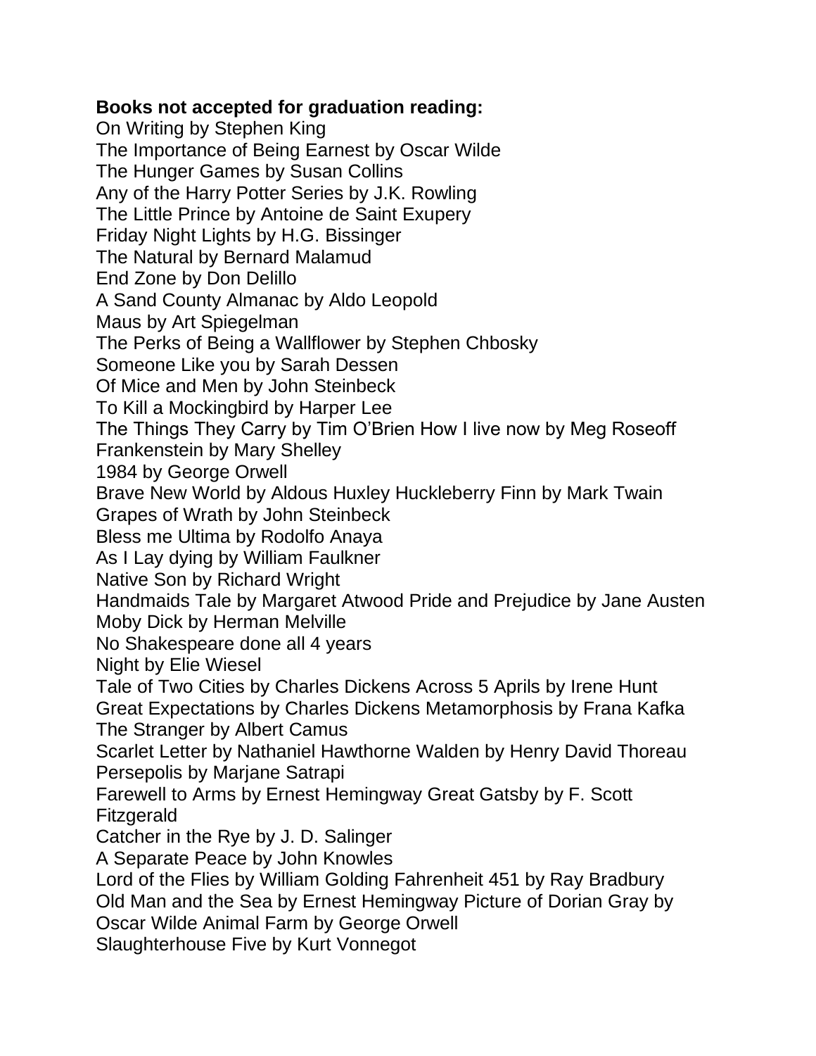**Books not accepted for graduation reading:**

On Writing by Stephen King
The Importance of Being Earnest by Oscar Wilde
The Hunger Games by Susan Collins
Any of the Harry Potter Series by J.K. Rowling
The Little Prince by Antoine de Saint Exupery
Friday Night Lights by H.G. Bissinger
The Natural by Bernard Malamud
End Zone by Don Delillo
A Sand County Almanac by Aldo Leopold
Maus by Art Spiegelman
The Perks of Being a Wallflower by Stephen Chbosky
Someone Like you by Sarah Dessen
Of Mice and Men by John Steinbeck
To Kill a Mockingbird by Harper Lee
The Things They Carry by Tim O'Brien How I live now by Meg Roseoff
Frankenstein by Mary Shelley
1984 by George Orwell
Brave New World by Aldous Huxley Huckleberry Finn by Mark Twain
Grapes of Wrath by John Steinbeck
Bless me Ultima by Rodolfo Anaya
As I Lay dying by William Faulkner
Native Son by Richard Wright
Handmaids Tale by Margaret Atwood Pride and Prejudice by Jane Austen
Moby Dick by Herman Melville
No Shakespeare done all 4 years
Night by Elie Wiesel
Tale of Two Cities by Charles Dickens Across 5 Aprils by Irene Hunt
Great Expectations by Charles Dickens Metamorphosis by Frana Kafka
The Stranger by Albert Camus
Scarlet Letter by Nathaniel Hawthorne Walden by Henry David Thoreau
Persepolis by Marjane Satrapi
Farewell to Arms by Ernest Hemingway Great Gatsby by F. Scott Fitzgerald
Catcher in the Rye by J. D. Salinger
A Separate Peace by John Knowles
Lord of the Flies by William Golding Fahrenheit 451 by Ray Bradbury
Old Man and the Sea by Ernest Hemingway Picture of Dorian Gray by Oscar Wilde Animal Farm by George Orwell
Slaughterhouse Five by Kurt Vonnegot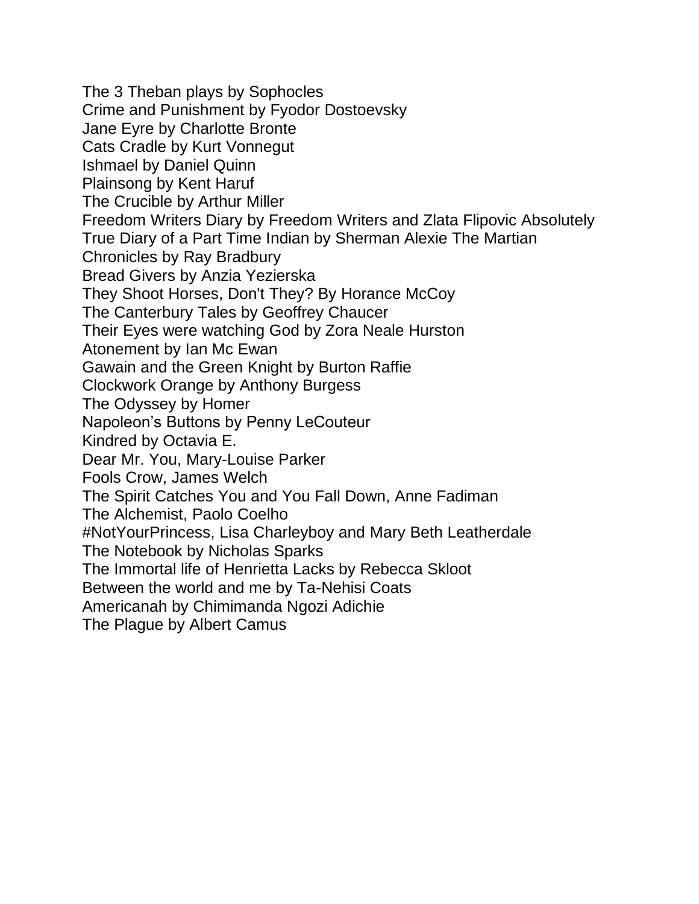The 3 Theban plays by Sophocles
Crime and Punishment by Fyodor Dostoevsky
Jane Eyre by Charlotte Bronte
Cats Cradle by Kurt Vonnegut
Ishmael by Daniel Quinn
Plainsong by Kent Haruf
The Crucible by Arthur Miller
Freedom Writers Diary by Freedom Writers and Zlata Flipovic Absolutely
True Diary of a Part Time Indian by Sherman Alexie The Martian
Chronicles by Ray Bradbury
Bread Givers by Anzia Yezierska
They Shoot Horses, Don't They? By Horance McCoy
The Canterbury Tales by Geoffrey Chaucer
Their Eyes were watching God by Zora Neale Hurston
Atonement by Ian Mc Ewan
Gawain and the Green Knight by Burton Raffie
Clockwork Orange by Anthony Burgess
The Odyssey by Homer
Napoleon's Buttons by Penny LeCouteur
Kindred by Octavia E.
Dear Mr. You, Mary-Louise Parker
Fools Crow, James Welch
The Spirit Catches You and You Fall Down, Anne Fadiman
The Alchemist, Paolo Coelho
#NotYourPrincess, Lisa Charleyboy and Mary Beth Leatherdale
The Notebook by Nicholas Sparks
The Immortal life of Henrietta Lacks by Rebecca Skloot
Between the world and me by Ta-Nehisi Coats
Americanah by Chimimanda Ngozi Adichie
The Plague by Albert Camus